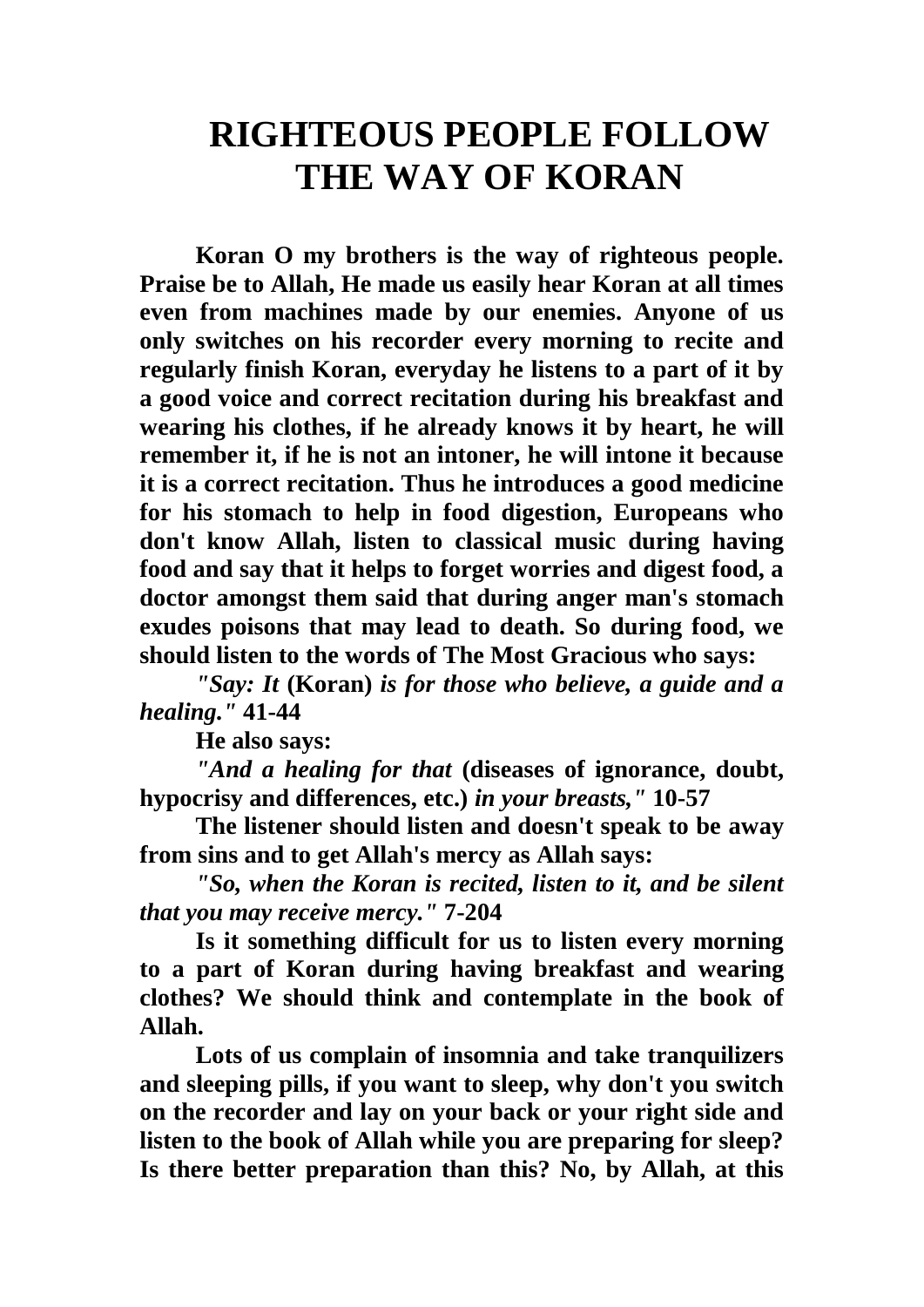# RIGHTEOUS PEOPLE FOLLOW THE WAY OF KORAN

**Koran O my brothers is the way of righteous people. Praise be to Allah, He made us easily hear Koran at all times even from machines made by our enemies. Anyone of us only switches on his recorder every morning to recite and regularly finish Koran, everyday he listens to a part of it by a good voice and correct recitation during his breakfast and wearing his clothes, if he already knows it by heart, he will remember it, if he is not an intoner, he will intone it because it is a correct recitation. Thus he introduces a good medicine for his stomach to help in food digestion, Europeans who don't know Allah, listen to classical music during having food and say that it helps to forget worries and digest food, a doctor amongst them said that during anger man's stomach exudes poisons that may lead to death. So during food, we should listen to the words of The Most Gracious who says:**

***"Say: It* (Koran) *is for those who believe, a guide and a healing."* 41-44**

**He also says:**

***"And a healing for that* (diseases of ignorance, doubt, hypocrisy and differences, etc.) *in your breasts,"* 10-57**

**The listener should listen and doesn't speak to be away from sins and to get Allah's mercy as Allah says:**

***"So, when the Koran is recited, listen to it, and be silent that you may receive mercy."* 7-204**

**Is it something difficult for us to listen every morning to a part of Koran during having breakfast and wearing clothes? We should think and contemplate in the book of Allah.**

**Lots of us complain of insomnia and take tranquilizers and sleeping pills, if you want to sleep, why don't you switch on the recorder and lay on your back or your right side and listen to the book of Allah while you are preparing for sleep? Is there better preparation than this? No, by Allah, at this**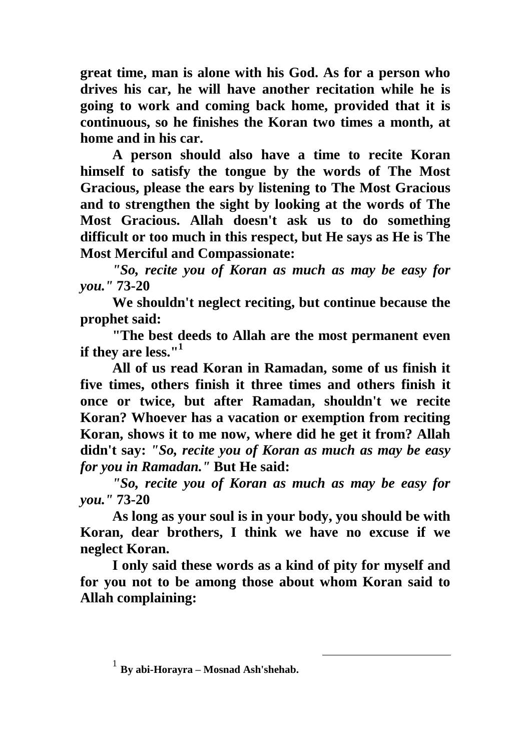**great time, man is alone with his God. As for a person who drives his car, he will have another recitation while he is going to work and coming back home, provided that it is continuous, so he finishes the Koran two times a month, at home and in his car.**

**A person should also have a time to recite Koran himself to satisfy the tongue by the words of The Most Gracious, please the ears by listening to The Most Gracious and to strengthen the sight by looking at the words of The Most Gracious. Allah doesn't ask us to do something difficult or too much in this respect, but He says as He is The Most Merciful and Compassionate:**

***"So, recite you of Koran as much as may be easy for you."* 73-20**

**We shouldn't neglect reciting, but continue because the prophet said:**

**"The best deeds to Allah are the most permanent even if they are less."[1]**

**All of us read Koran in Ramadan, some of us finish it five times, others finish it three times and others finish it once or twice, but after Ramadan, shouldn't we recite Koran? Whoever has a vacation or exemption from reciting Koran, shows it to me now, where did he get it from? Allah didn't say: *"So, recite you of Koran as much as may be easy for you in Ramadan."* But He said:**

***"So, recite you of Koran as much as may be easy for you."* 73-20**

**As long as your soul is in your body, you should be with Koran, dear brothers, I think we have no excuse if we neglect Koran.**

**I only said these words as a kind of pity for myself and for you not to be among those about whom Koran said to Allah complaining:**

---

[1] **By abi-Horayra – Mosnad Ash'shehab.**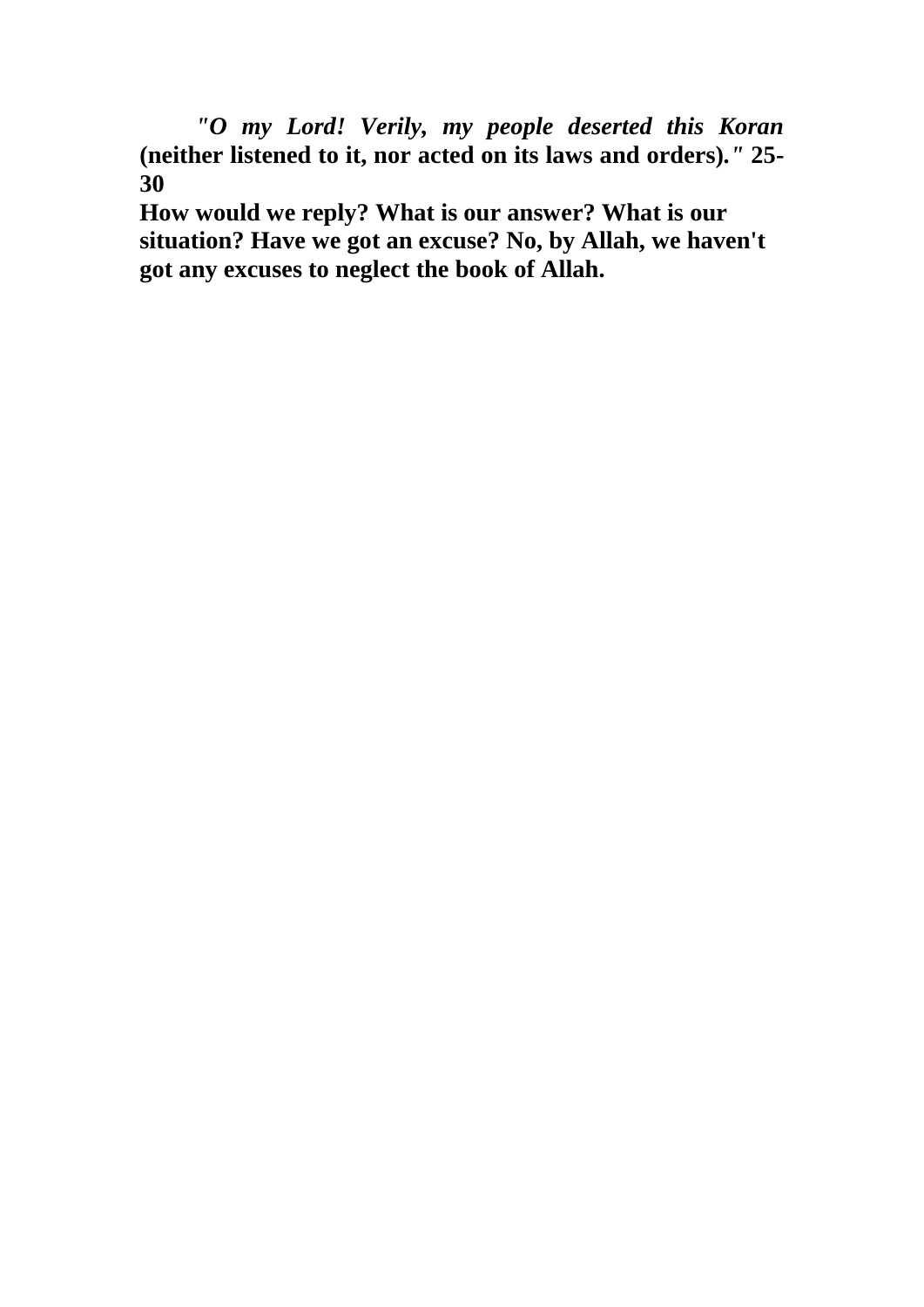***"O my Lord! Verily, my people deserted this Koran* (neither listened to it, nor acted on its laws and orders).*"* 25-30**

**How would we reply? What is our answer? What is our situation? Have we got an excuse? No, by Allah, we haven't got any excuses to neglect the book of Allah.**